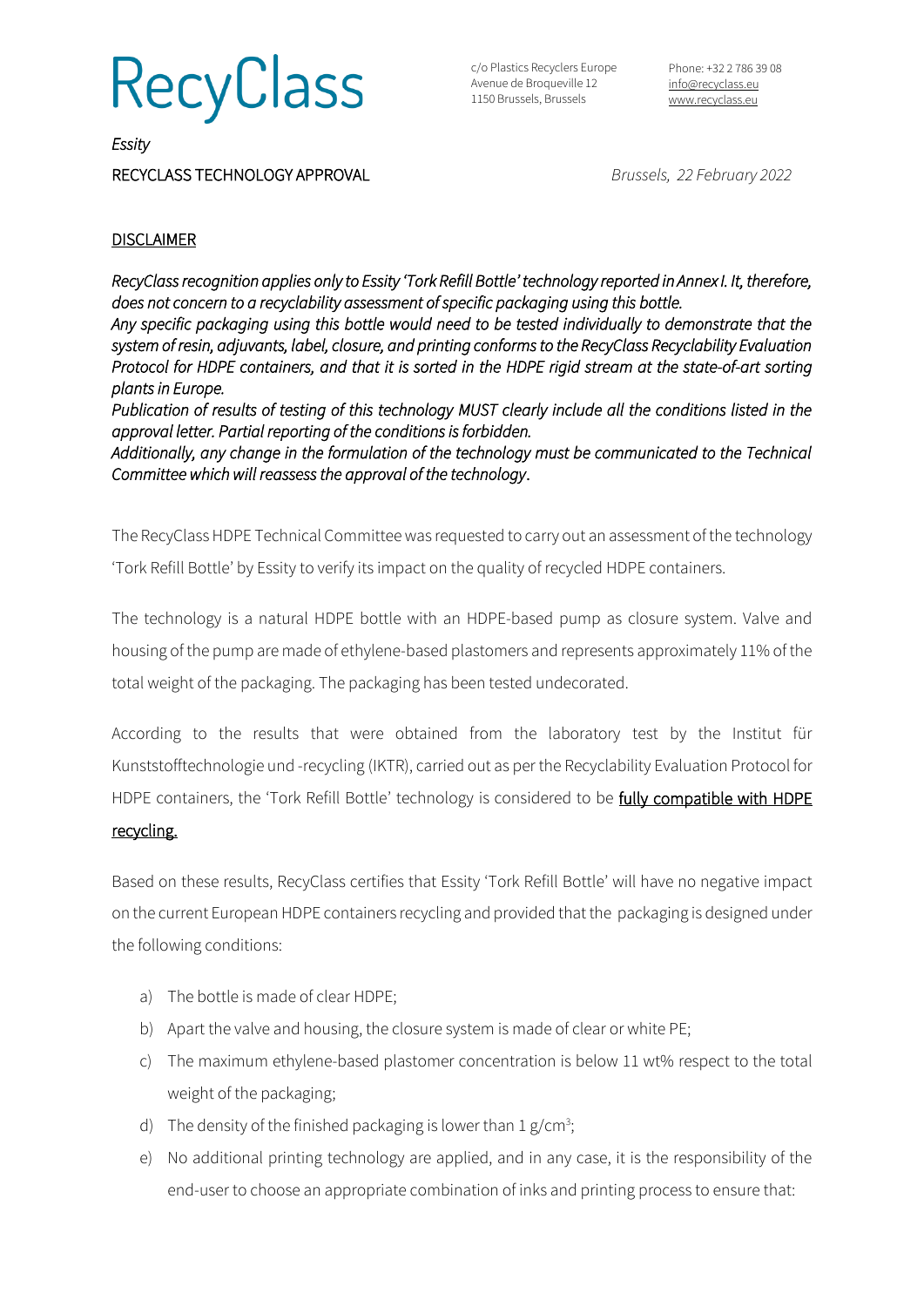# RecyClass

c/o Plastics Recyclers Europe
Avenue de Broqueville 12
1150 Brussels, Brussels

Phone: +32 2 786 39 08
info@recyclass.eu
www.recyclass.eu

*Essity*

RECYCLASS TECHNOLOGY APPROVAL

*Brussels, 22 February 2022*

## DISCLAIMER

*RecyClass recognition applies only to Essity 'Tork Refill Bottle' technology reported in Annex I. It, therefore, does not concern to a recyclability assessment of specific packaging using this bottle.*
*Any specific packaging using this bottle would need to be tested individually to demonstrate that the system of resin, adjuvants, label, closure, and printing conforms to the RecyClass Recyclability Evaluation Protocol for HDPE containers, and that it is sorted in the HDPE rigid stream at the state-of-art sorting plants in Europe.*
*Publication of results of testing of this technology MUST clearly include all the conditions listed in the approval letter. Partial reporting of the conditions is forbidden.*
*Additionally, any change in the formulation of the technology must be communicated to the Technical Committee which will reassess the approval of the technology.*

The RecyClass HDPE Technical Committee was requested to carry out an assessment of the technology 'Tork Refill Bottle' by Essity to verify its impact on the quality of recycled HDPE containers.

The technology is a natural HDPE bottle with an HDPE-based pump as closure system. Valve and housing of the pump are made of ethylene-based plastomers and represents approximately 11% of the total weight of the packaging. The packaging has been tested undecorated.

According to the results that were obtained from the laboratory test by the Institut für Kunststofftechnologie und -recycling (IKTR), carried out as per the Recyclability Evaluation Protocol for HDPE containers, the 'Tork Refill Bottle' technology is considered to be <u>fully compatible with HDPE recycling.</u>

Based on these results, RecyClass certifies that Essity 'Tork Refill Bottle' will have no negative impact on the current European HDPE containers recycling and provided that the packaging is designed under the following conditions:

a) The bottle is made of clear HDPE;
b) Apart the valve and housing, the closure system is made of clear or white PE;
c) The maximum ethylene-based plastomer concentration is below 11 wt% respect to the total weight of the packaging;
d) The density of the finished packaging is lower than 1 $g/cm^3$;
e) No additional printing technology are applied, and in any case, it is the responsibility of the end-user to choose an appropriate combination of inks and printing process to ensure that: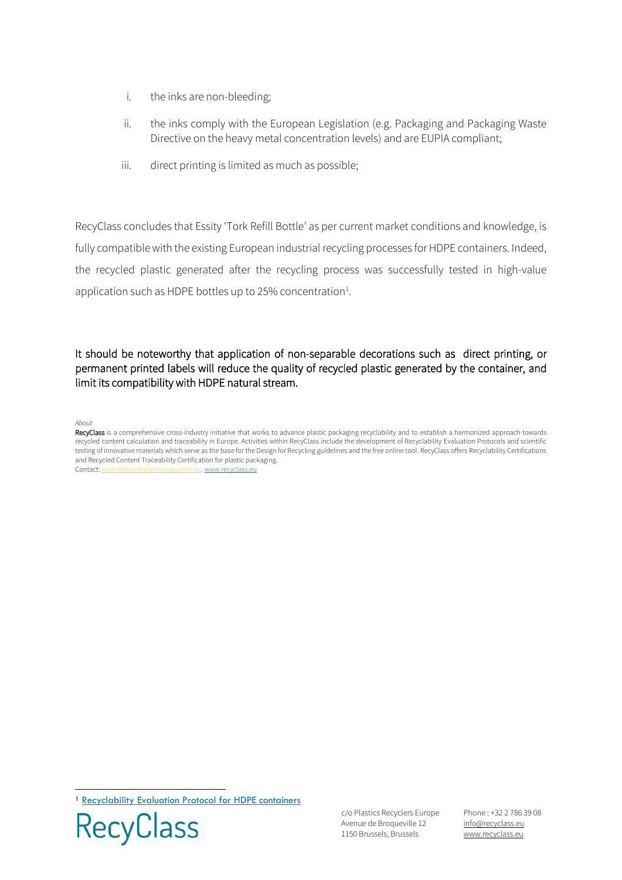i. the inks are non-bleeding;

ii. the inks comply with the European Legislation (e.g. Packaging and Packaging Waste Directive on the heavy metal concentration levels) and are EUPIA compliant;

iii. direct printing is limited as much as possible;

RecyClass concludes that Essity 'Tork Refill Bottle' as per current market conditions and knowledge, is fully compatible with the existing European industrial recycling processes for HDPE containers. Indeed, the recycled plastic generated after the recycling process was successfully tested in high-value application such as HDPE bottles up to 25% concentration[1].

It should be noteworthy that application of non-separable decorations such as direct printing, or permanent printed labels will reduce the quality of recycled plastic generated by the container, and limit its compatibility with HDPE natural stream.

*About*

**RecyClass** is a comprehensive cross-industry initiative that works to advance plastic packaging recyclability and to establish a harmonized approach towards recycled content calculation and traceability in Europe. Activities within RecyClass include the development of Recyclability Evaluation Protocols and scientific testing of innovative materials which serve as the base for the Design for Recycling guidelines and the free online tool. RecyClass offers Recyclability Certifications and Recycled Content Traceability Certification for plastic packaging.

Contact: Alice.Wallon@plasticsrecyclers.eu, www.recyclass.eu

[1] Recyclability Evaluation Protocol for HDPE containers

RecyClass

c/o Plastics Recyclers Europe
Avenue de Broqueville 12
1150 Brussels, Brussels

Phone : +32 2 786 39 08
info@recyclass.eu
www.recyclass.eu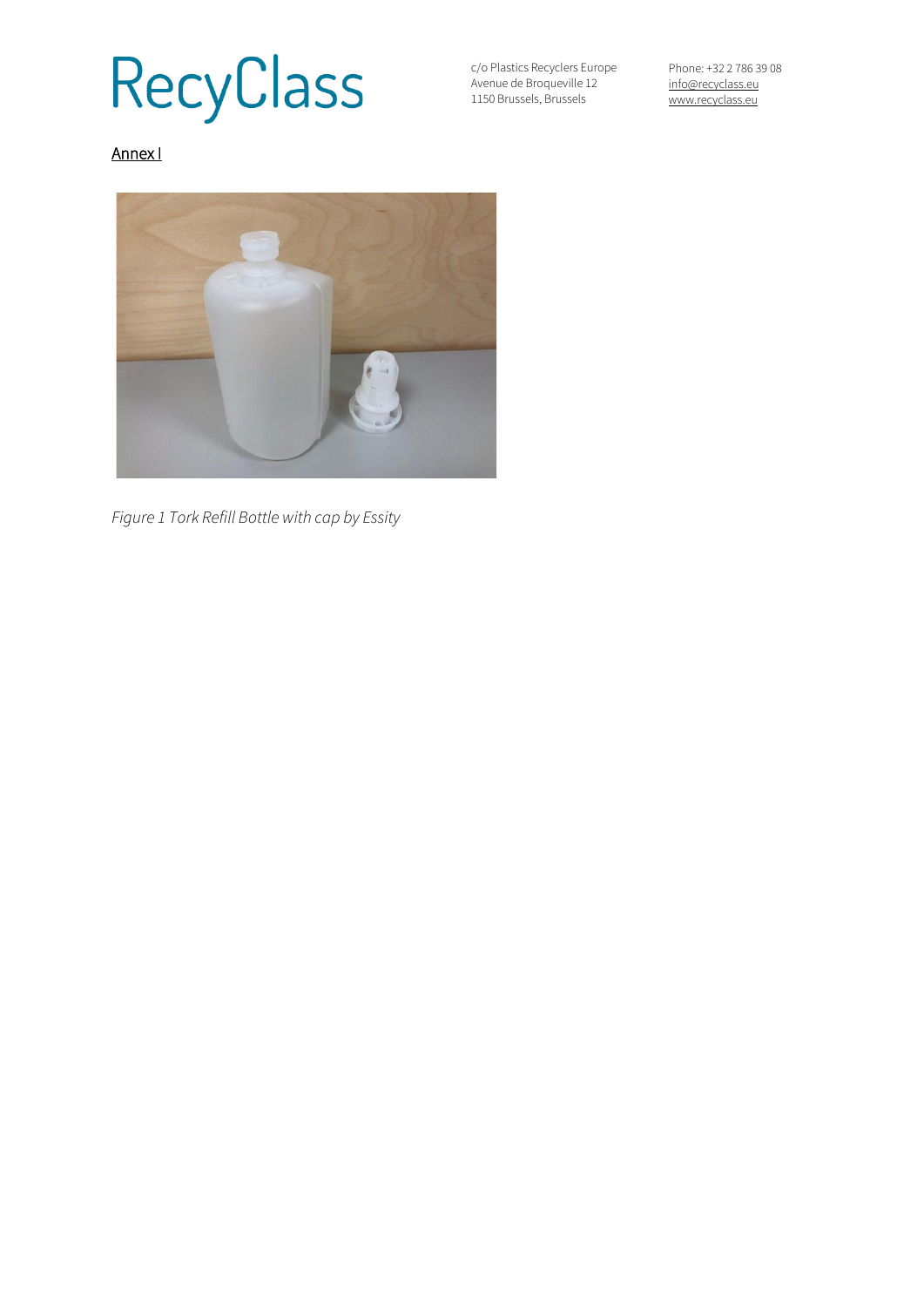Annex I

*Figure 1 Tork Refill Bottle with cap by Essity*